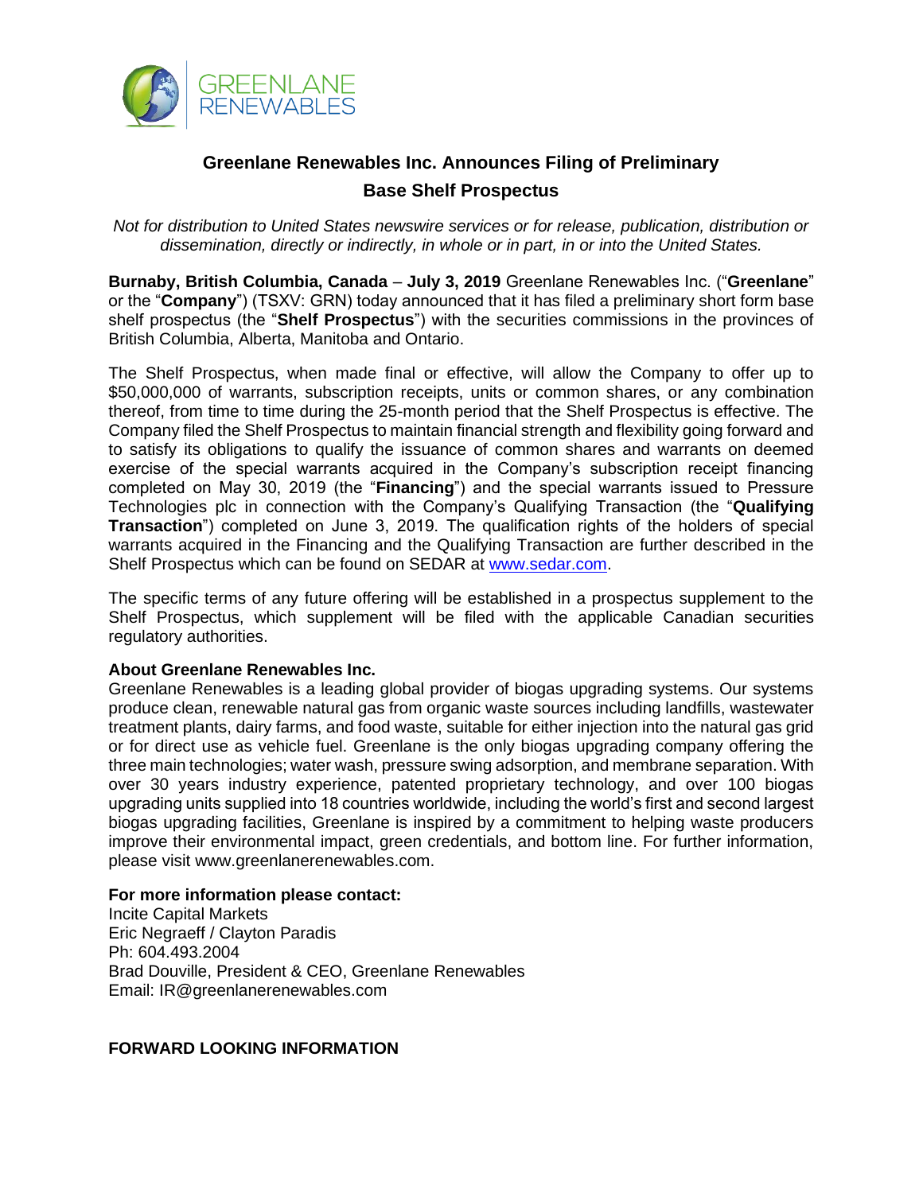# Greenlane Renewables Inc. Announces Filing of Preliminary Base Shelf Prospectus

*Not for distribution to United States newswire services or for release, publication, distribution or dissemination, directly or indirectly, in whole or in part, in or into the United States.*

**Burnaby, British Columbia, Canada** – **July 3, 2019** Greenlane Renewables Inc. ("**Greenlane**" or the "**Company**") (TSXV: GRN) today announced that it has filed a preliminary short form base shelf prospectus (the "**Shelf Prospectus**") with the securities commissions in the provinces of British Columbia, Alberta, Manitoba and Ontario.

The Shelf Prospectus, when made final or effective, will allow the Company to offer up to $50,000,000 of warrants, subscription receipts, units or common shares, or any combination thereof, from time to time during the 25-month period that the Shelf Prospectus is effective. The Company filed the Shelf Prospectus to maintain financial strength and flexibility going forward and to satisfy its obligations to qualify the issuance of common shares and warrants on deemed exercise of the special warrants acquired in the Company's subscription receipt financing completed on May 30, 2019 (the "**Financing**") and the special warrants issued to Pressure Technologies plc in connection with the Company's Qualifying Transaction (the "**Qualifying Transaction**") completed on June 3, 2019. The qualification rights of the holders of special warrants acquired in the Financing and the Qualifying Transaction are further described in the Shelf Prospectus which can be found on SEDAR at www.sedar.com.

The specific terms of any future offering will be established in a prospectus supplement to the Shelf Prospectus, which supplement will be filed with the applicable Canadian securities regulatory authorities.

**About Greenlane Renewables Inc.**

Greenlane Renewables is a leading global provider of biogas upgrading systems. Our systems produce clean, renewable natural gas from organic waste sources including landfills, wastewater treatment plants, dairy farms, and food waste, suitable for either injection into the natural gas grid or for direct use as vehicle fuel. Greenlane is the only biogas upgrading company offering the three main technologies; water wash, pressure swing adsorption, and membrane separation. With over 30 years industry experience, patented proprietary technology, and over 100 biogas upgrading units supplied into 18 countries worldwide, including the world's first and second largest biogas upgrading facilities, Greenlane is inspired by a commitment to helping waste producers improve their environmental impact, green credentials, and bottom line. For further information, please visit www.greenlanerenewables.com.

**For more information please contact:**

Incite Capital Markets
Eric Negraeff / Clayton Paradis
Ph: 604.493.2004
Brad Douville, President & CEO, Greenlane Renewables
Email: IR@greenlanerenewables.com

**FORWARD LOOKING INFORMATION**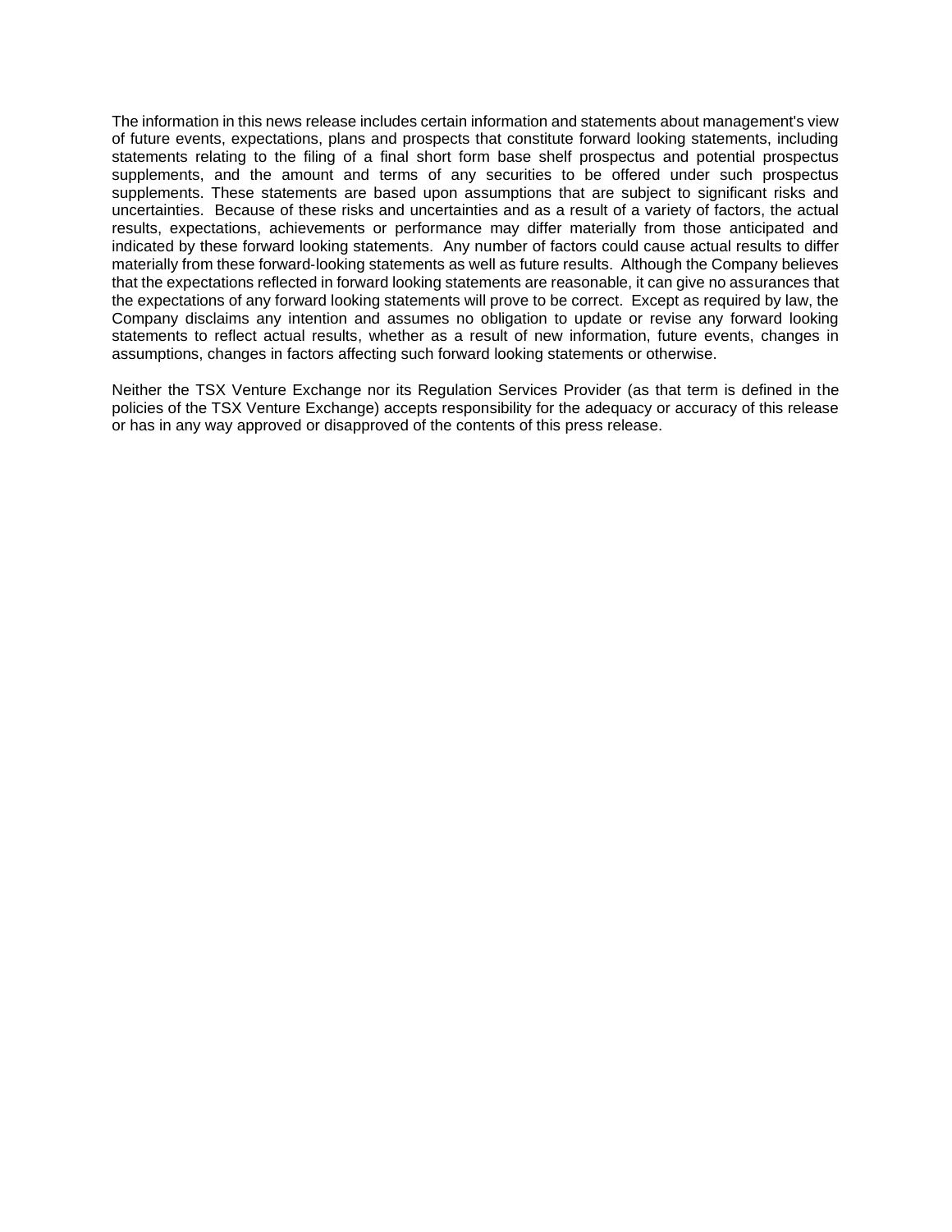The information in this news release includes certain information and statements about management's view of future events, expectations, plans and prospects that constitute forward looking statements, including statements relating to the filing of a final short form base shelf prospectus and potential prospectus supplements, and the amount and terms of any securities to be offered under such prospectus supplements. These statements are based upon assumptions that are subject to significant risks and uncertainties. Because of these risks and uncertainties and as a result of a variety of factors, the actual results, expectations, achievements or performance may differ materially from those anticipated and indicated by these forward looking statements. Any number of factors could cause actual results to differ materially from these forward-looking statements as well as future results. Although the Company believes that the expectations reflected in forward looking statements are reasonable, it can give no assurances that the expectations of any forward looking statements will prove to be correct. Except as required by law, the Company disclaims any intention and assumes no obligation to update or revise any forward looking statements to reflect actual results, whether as a result of new information, future events, changes in assumptions, changes in factors affecting such forward looking statements or otherwise.

Neither the TSX Venture Exchange nor its Regulation Services Provider (as that term is defined in the policies of the TSX Venture Exchange) accepts responsibility for the adequacy or accuracy of this release or has in any way approved or disapproved of the contents of this press release.